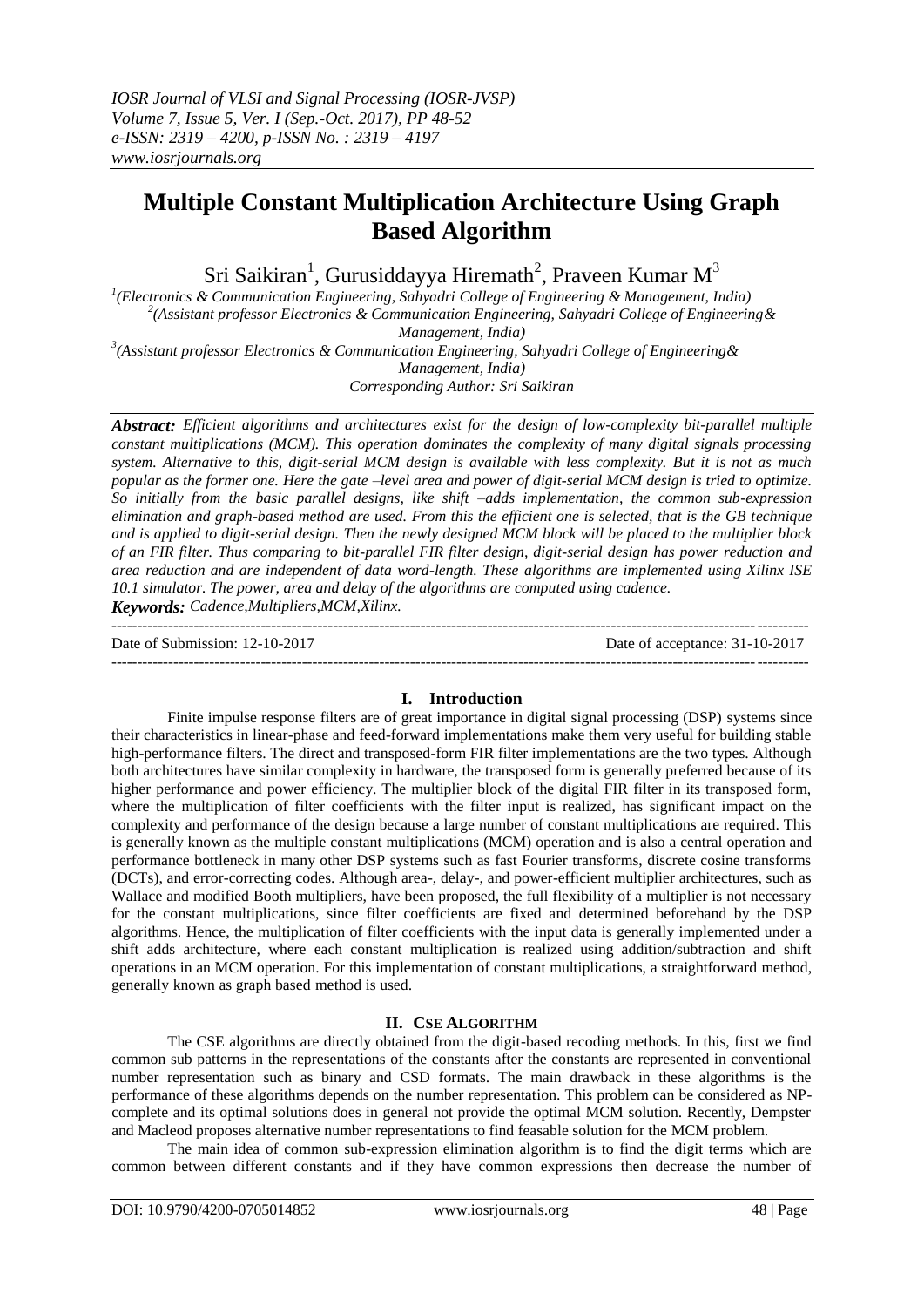# Multiple Constant Multiplication Architecture Using Graph Based Algorithm

Sri Saikiran[1], Gurusiddayya Hiremath[2], Praveen Kumar M[3]

[1](Electronics & Communication Engineering, Sahyadri College of Engineering & Management, India)
[2](Assistant professor Electronics & Communication Engineering, Sahyadri College of Engineering& Management, India)
[3](Assistant professor Electronics & Communication Engineering, Sahyadri College of Engineering& Management, India)
Corresponding Author: Sri Saikiran

***Abstract:*** *Efficient algorithms and architectures exist for the design of low-complexity bit-parallel multiple constant multiplications (MCM). This operation dominates the complexity of many digital signals processing system. Alternative to this, digit-serial MCM design is available with less complexity. But it is not as much popular as the former one. Here the gate –level area and power of digit-serial MCM design is tried to optimize. So initially from the basic parallel designs, like shift –adds implementation, the common sub-expression elimination and graph-based method are used. From this the efficient one is selected, that is the GB technique and is applied to digit-serial design. Then the newly designed MCM block will be placed to the multiplier block of an FIR filter. Thus comparing to bit-parallel FIR filter design, digit-serial design has power reduction and area reduction and are independent of data word-length. These algorithms are implemented using Xilinx ISE 10.1 simulator. The power, area and delay of the algorithms are computed using cadence.*

***Keywords:*** *Cadence,Multipliers,MCM,Xilinx.*

Date of Submission: 12-10-2017 | Date of acceptance: 31-10-2017

## I. Introduction

Finite impulse response filters are of great importance in digital signal processing (DSP) systems since their characteristics in linear-phase and feed-forward implementations make them very useful for building stable high-performance filters. The direct and transposed-form FIR filter implementations are the two types. Although both architectures have similar complexity in hardware, the transposed form is generally preferred because of its higher performance and power efficiency. The multiplier block of the digital FIR filter in its transposed form, where the multiplication of filter coefficients with the filter input is realized, has significant impact on the complexity and performance of the design because a large number of constant multiplications are required. This is generally known as the multiple constant multiplications (MCM) operation and is also a central operation and performance bottleneck in many other DSP systems such as fast Fourier transforms, discrete cosine transforms (DCTs), and error-correcting codes. Although area-, delay-, and power-efficient multiplier architectures, such as Wallace and modified Booth multipliers, have been proposed, the full flexibility of a multiplier is not necessary for the constant multiplications, since filter coefficients are fixed and determined beforehand by the DSP algorithms. Hence, the multiplication of filter coefficients with the input data is generally implemented under a shift adds architecture, where each constant multiplication is realized using addition/subtraction and shift operations in an MCM operation. For this implementation of constant multiplications, a straightforward method, generally known as graph based method is used.

## II. CSE Algorithm

The CSE algorithms are directly obtained from the digit-based recoding methods. In this, first we find common sub patterns in the representations of the constants after the constants are represented in conventional number representation such as binary and CSD formats. The main drawback in these algorithms is the performance of these algorithms depends on the number representation. This problem can be considered as NP-complete and its optimal solutions does in general not provide the optimal MCM solution. Recently, Dempster and Macleod proposes alternative number representations to find feasable solution for the MCM problem.

The main idea of common sub-expression elimination algorithm is to find the digit terms which are common between different constants and if they have common expressions then decrease the number of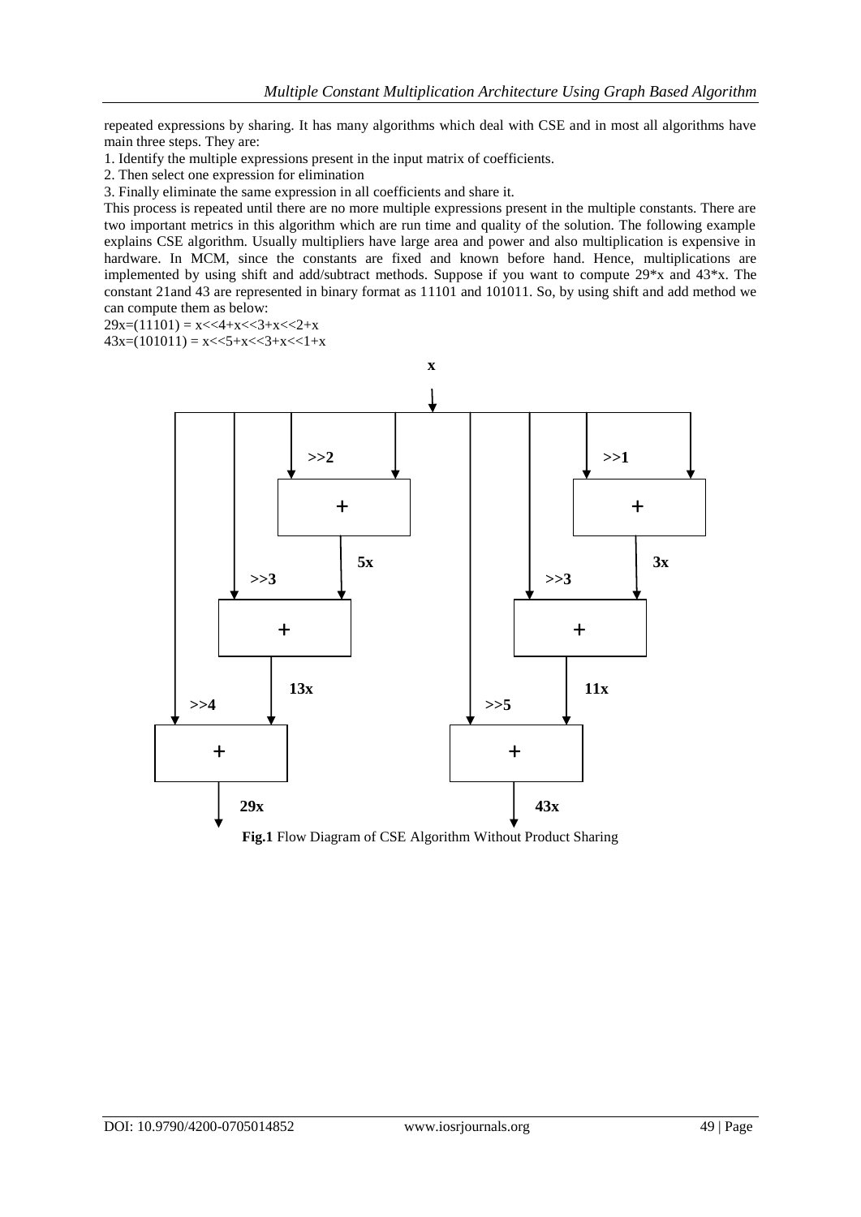repeated expressions by sharing. It has many algorithms which deal with CSE and in most all algorithms have main three steps. They are:

1. Identify the multiple expressions present in the input matrix of coefficients.
2. Then select one expression for elimination
3. Finally eliminate the same expression in all coefficients and share it.

This process is repeated until there are no more multiple expressions present in the multiple constants. There are two important metrics in this algorithm which are run time and quality of the solution. The following example explains CSE algorithm. Usually multipliers have large area and power and also multiplication is expensive in hardware. In MCM, since the constants are fixed and known before hand. Hence, multiplications are implemented by using shift and add/subtract methods. Suppose if you want to compute 29*x and 43*x. The constant 21and 43 are represented in binary format as 11101 and 101011. So, by using shift and add method we can compute them as below:

29x=(11101) = x<<4+x<<3+x<<2+x

43x=(101011) = x<<5+x<<3+x<<1+x

**Fig.1** Flow Diagram of CSE Algorithm Without Product Sharing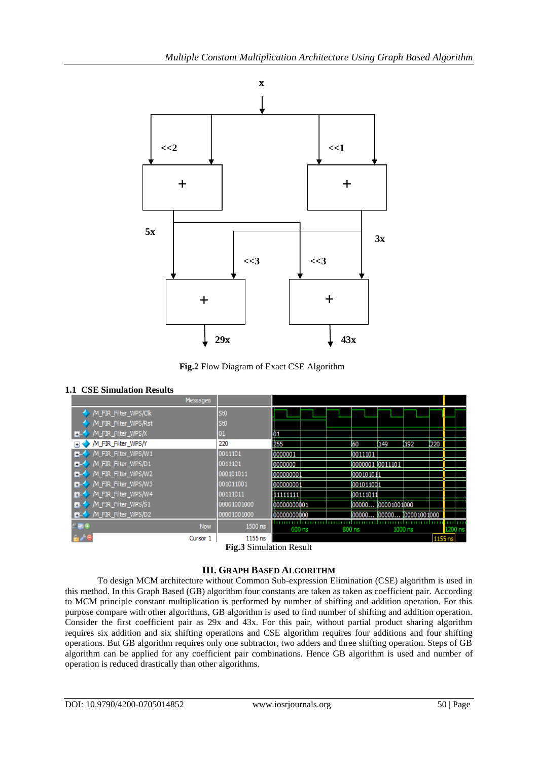Fig.2 Flow Diagram of Exact CSE Algorithm

### 1.1 CSE Simulation Results

**Fig.3** Simulation Result

## III. Graph Based Algorithm

To design MCM architecture without Common Sub-expression Elimination (CSE) algorithm is used in this method. In this Graph Based (GB) algorithm four constants are taken as taken as coefficient pair. According to MCM principle constant multiplication is performed by number of shifting and addition operation. For this purpose compare with other algorithms, GB algorithm is used to find number of shifting and addition operation. Consider the first coefficient pair as 29x and 43x. For this pair, without partial product sharing algorithm requires six addition and six shifting operations and CSE algorithm requires four additions and four shifting operations. But GB algorithm requires only one subtractor, two adders and three shifting operation. Steps of GB algorithm can be applied for any coefficient pair combinations. Hence GB algorithm is used and number of operation is reduced drastically than other algorithms.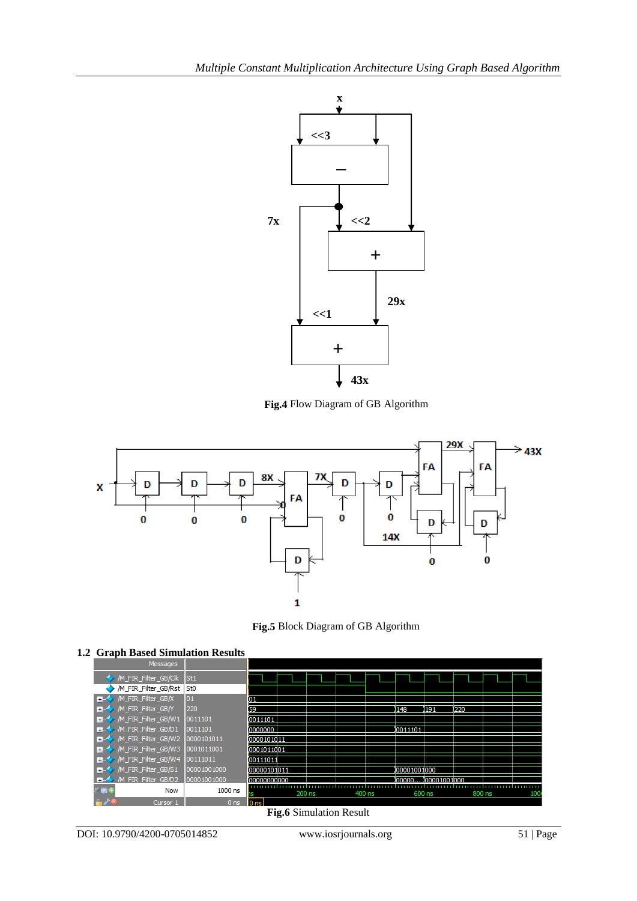Fig.4 Flow Diagram of GB Algorithm

Fig.5 Block Diagram of GB Algorithm

### 1.2 Graph Based Simulation Results

Fig.6 Simulation Result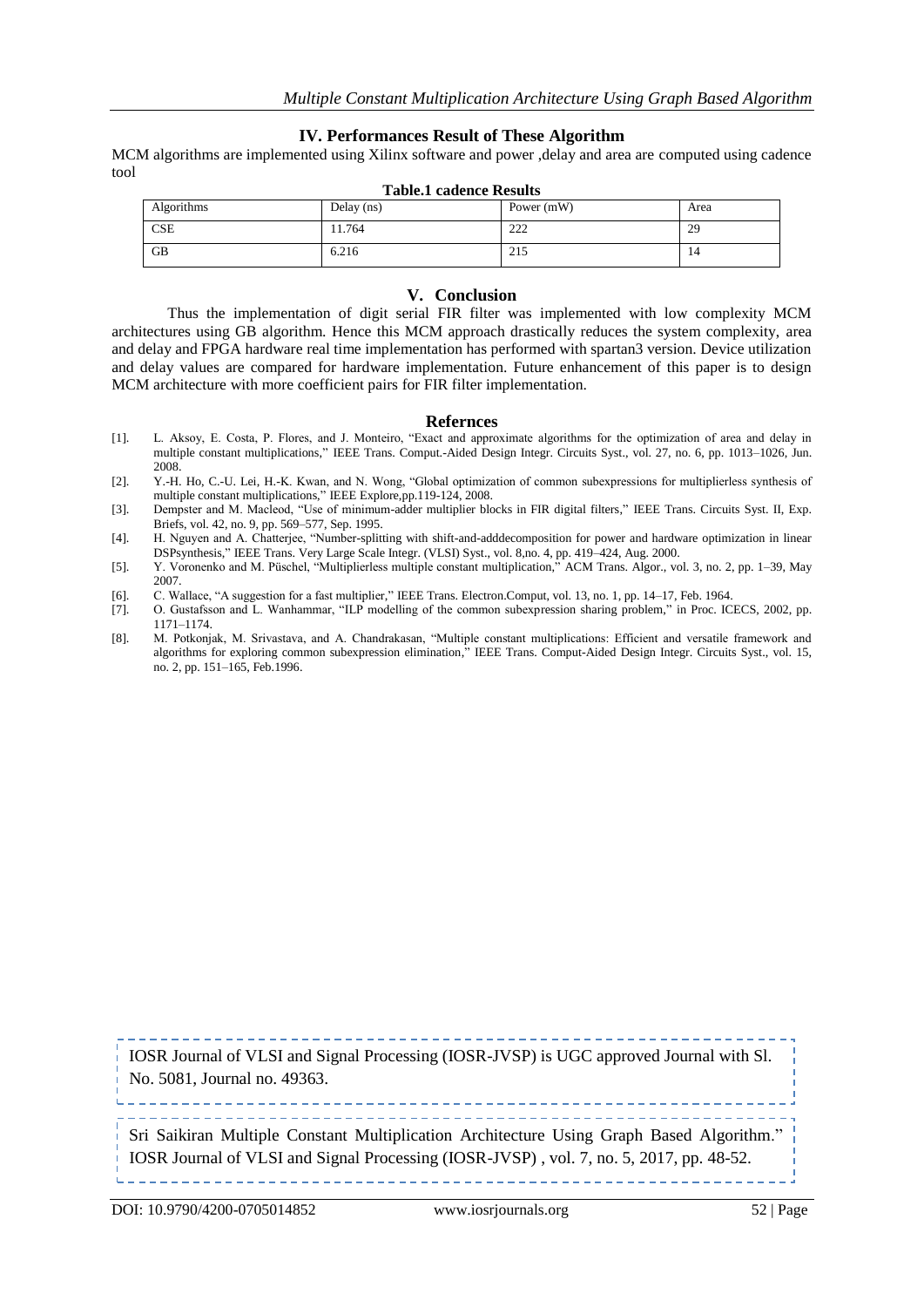## IV. Performances Result of These Algorithm

MCM algorithms are implemented using Xilinx software and power ,delay and area are computed using cadence tool

**Table.1 cadence Results**

| Algorithms | Delay (ns) | Power (mW) | Area |
|---|---|---|---|
| CSE | 11.764 | 222 | 29 |
| GB | 6.216 | 215 | 14 |

## V. Conclusion

Thus the implementation of digit serial FIR filter was implemented with low complexity MCM architectures using GB algorithm. Hence this MCM approach drastically reduces the system complexity, area and delay and FPGA hardware real time implementation has performed with spartan3 version. Device utilization and delay values are compared for hardware implementation. Future enhancement of this paper is to design MCM architecture with more coefficient pairs for FIR filter implementation.

## Refernces

[1]. L. Aksoy, E. Costa, P. Flores, and J. Monteiro, "Exact and approximate algorithms for the optimization of area and delay in multiple constant multiplications," IEEE Trans. Comput.-Aided Design Integr. Circuits Syst., vol. 27, no. 6, pp. 1013–1026, Jun. 2008.

[2]. Y.-H. Ho, C.-U. Lei, H.-K. Kwan, and N. Wong, "Global optimization of common subexpressions for multiplierless synthesis of multiple constant multiplications," IEEE Explore,pp.119-124, 2008.

[3]. Dempster and M. Macleod, "Use of minimum-adder multiplier blocks in FIR digital filters," IEEE Trans. Circuits Syst. II, Exp. Briefs, vol. 42, no. 9, pp. 569–577, Sep. 1995.

[4]. H. Nguyen and A. Chatterjee, "Number-splitting with shift-and-adddecomposition for power and hardware optimization in linear DSPsynthesis," IEEE Trans. Very Large Scale Integr. (VLSI) Syst., vol. 8,no. 4, pp. 419–424, Aug. 2000.

[5]. Y. Voronenko and M. Püschel, "Multiplierless multiple constant multiplication," ACM Trans. Algor., vol. 3, no. 2, pp. 1–39, May 2007.

[6]. C. Wallace, "A suggestion for a fast multiplier," IEEE Trans. Electron.Comput, vol. 13, no. 1, pp. 14–17, Feb. 1964.

[7]. O. Gustafsson and L. Wanhammar, "ILP modelling of the common subexpression sharing problem," in Proc. ICECS, 2002, pp. 1171–1174.

[8]. M. Potkonjak, M. Srivastava, and A. Chandrakasan, "Multiple constant multiplications: Efficient and versatile framework and algorithms for exploring common subexpression elimination," IEEE Trans. Comput-Aided Design Integr. Circuits Syst., vol. 15, no. 2, pp. 151–165, Feb.1996.

IOSR Journal of VLSI and Signal Processing (IOSR-JVSP) is UGC approved Journal with Sl. No. 5081, Journal no. 49363.

Sri Saikiran Multiple Constant Multiplication Architecture Using Graph Based Algorithm." IOSR Journal of VLSI and Signal Processing (IOSR-JVSP) , vol. 7, no. 5, 2017, pp. 48-52.